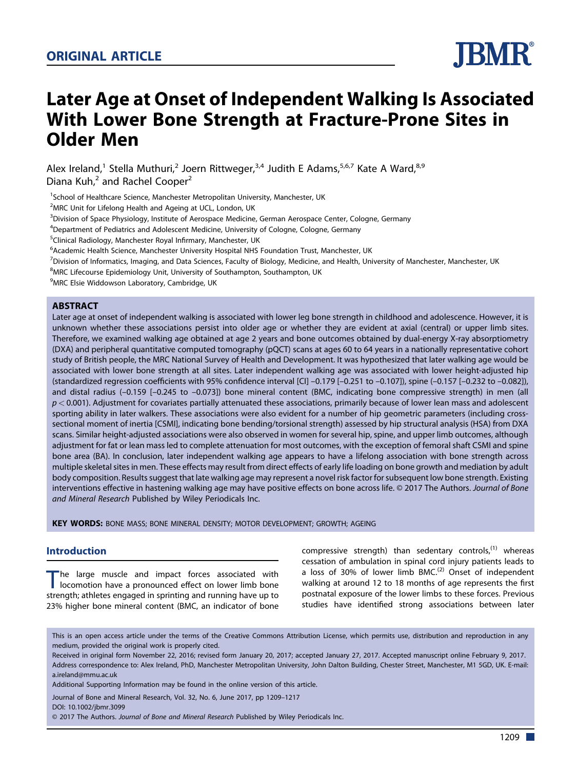ORIGINAL ARTICLE

# Later Age at Onset of Independent Walking Is Associated With Lower Bone Strength at Fracture-Prone Sites in Older Men

Alex Ireland,[1] Stella Muthuri,[2] Joern Rittweger,[3,4] Judith E Adams,[5,6,7] Kate A Ward,[8,9] Diana Kuh,[2] and Rachel Cooper[2]

[1]School of Healthcare Science, Manchester Metropolitan University, Manchester, UK
[2]MRC Unit for Lifelong Health and Ageing at UCL, London, UK
[3]Division of Space Physiology, Institute of Aerospace Medicine, German Aerospace Center, Cologne, Germany
[4]Department of Pediatrics and Adolescent Medicine, University of Cologne, Cologne, Germany
[5]Clinical Radiology, Manchester Royal Infirmary, Manchester, UK
[6]Academic Health Science, Manchester University Hospital NHS Foundation Trust, Manchester, UK
[7]Division of Informatics, Imaging, and Data Sciences, Faculty of Biology, Medicine, and Health, University of Manchester, Manchester, UK
[8]MRC Lifecourse Epidemiology Unit, University of Southampton, Southampton, UK
[9]MRC Elsie Widdowson Laboratory, Cambridge, UK

## ABSTRACT

Later age at onset of independent walking is associated with lower leg bone strength in childhood and adolescence. However, it is unknown whether these associations persist into older age or whether they are evident at axial (central) or upper limb sites. Therefore, we examined walking age obtained at age 2 years and bone outcomes obtained by dual-energy X-ray absorptiometry (DXA) and peripheral quantitative computed tomography (pQCT) scans at ages 60 to 64 years in a nationally representative cohort study of British people, the MRC National Survey of Health and Development. It was hypothesized that later walking age would be associated with lower bone strength at all sites. Later independent walking age was associated with lower height-adjusted hip (standardized regression coefficients with 95% confidence interval [CI] −0.179 [−0.251 to −0.107]), spine (−0.157 [−0.232 to −0.082]), and distal radius (−0.159 [−0.245 to −0.073]) bone mineral content (BMC, indicating bone compressive strength) in men (all $p < 0.001$). Adjustment for covariates partially attenuated these associations, primarily because of lower lean mass and adolescent sporting ability in later walkers. These associations were also evident for a number of hip geometric parameters (including cross-sectional moment of inertia [CSMI], indicating bone bending/torsional strength) assessed by hip structural analysis (HSA) from DXA scans. Similar height-adjusted associations were also observed in women for several hip, spine, and upper limb outcomes, although adjustment for fat or lean mass led to complete attenuation for most outcomes, with the exception of femoral shaft CSMI and spine bone area (BA). In conclusion, later independent walking age appears to have a lifelong association with bone strength across multiple skeletal sites in men. These effects may result from direct effects of early life loading on bone growth and mediation by adult body composition. Results suggest that late walking age may represent a novel risk factor for subsequent low bone strength. Existing interventions effective in hastening walking age may have positive effects on bone across life. © 2017 The Authors. *Journal of Bone and Mineral Research* Published by Wiley Periodicals Inc.

**KEY WORDS:** BONE MASS; BONE MINERAL DENSITY; MOTOR DEVELOPMENT; GROWTH; AGEING

## Introduction

The large muscle and impact forces associated with locomotion have a pronounced effect on lower limb bone strength; athletes engaged in sprinting and running have up to 23% higher bone mineral content (BMC, an indicator of bone compressive strength) than sedentary controls,[1] whereas cessation of ambulation in spinal cord injury patients leads to a loss of 30% of lower limb BMC.[2] Onset of independent walking at around 12 to 18 months of age represents the first postnatal exposure of the lower limbs to these forces. Previous studies have identified strong associations between later

This is an open access article under the terms of the Creative Commons Attribution License, which permits use, distribution and reproduction in any medium, provided the original work is properly cited.

Received in original form November 22, 2016; revised form January 20, 2017; accepted January 27, 2017. Accepted manuscript online February 9, 2017.

Address correspondence to: Alex Ireland, PhD, Manchester Metropolitan University, John Dalton Building, Chester Street, Manchester, M1 5GD, UK. E-mail: a.ireland@mmu.ac.uk

Additional Supporting Information may be found in the online version of this article.

Journal of Bone and Mineral Research, Vol. 32, No. 6, June 2017, pp 1209–1217
DOI: 10.1002/jbmr.3099
© 2017 The Authors. *Journal of Bone and Mineral Research* Published by Wiley Periodicals Inc.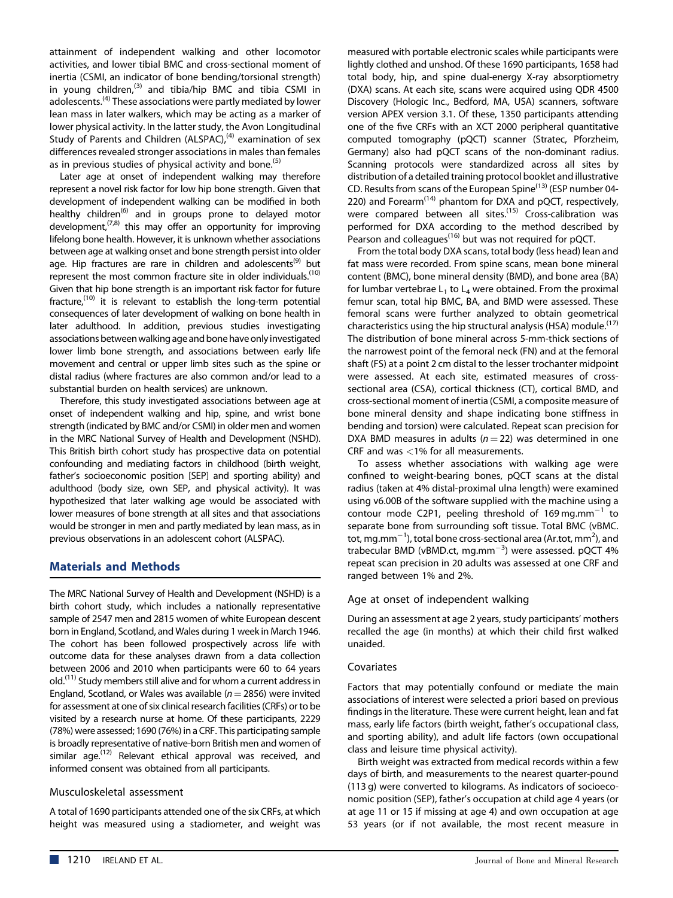attainment of independent walking and other locomotor activities, and lower tibial BMC and cross-sectional moment of inertia (CSMI, an indicator of bone bending/torsional strength) in young children,[3] and tibia/hip BMC and tibia CSMI in adolescents.[4] These associations were partly mediated by lower lean mass in later walkers, which may be acting as a marker of lower physical activity. In the latter study, the Avon Longitudinal Study of Parents and Children (ALSPAC),[4] examination of sex differences revealed stronger associations in males than females as in previous studies of physical activity and bone.[5]

Later age at onset of independent walking may therefore represent a novel risk factor for low hip bone strength. Given that development of independent walking can be modified in both healthy children[6] and in groups prone to delayed motor development,[7,8] this may offer an opportunity for improving lifelong bone health. However, it is unknown whether associations between age at walking onset and bone strength persist into older age. Hip fractures are rare in children and adolescents[9] but represent the most common fracture site in older individuals.[10] Given that hip bone strength is an important risk factor for future fracture,[10] it is relevant to establish the long-term potential consequences of later development of walking on bone health in later adulthood. In addition, previous studies investigating associations between walking age and bone have only investigated lower limb bone strength, and associations between early life movement and central or upper limb sites such as the spine or distal radius (where fractures are also common and/or lead to a substantial burden on health services) are unknown.

Therefore, this study investigated associations between age at onset of independent walking and hip, spine, and wrist bone strength (indicated by BMC and/or CSMI) in older men and women in the MRC National Survey of Health and Development (NSHD). This British birth cohort study has prospective data on potential confounding and mediating factors in childhood (birth weight, father's socioeconomic position [SEP] and sporting ability) and adulthood (body size, own SEP, and physical activity). It was hypothesized that later walking age would be associated with lower measures of bone strength at all sites and that associations would be stronger in men and partly mediated by lean mass, as in previous observations in an adolescent cohort (ALSPAC).

## Materials and Methods

The MRC National Survey of Health and Development (NSHD) is a birth cohort study, which includes a nationally representative sample of 2547 men and 2815 women of white European descent born in England, Scotland, and Wales during 1 week in March 1946. The cohort has been followed prospectively across life with outcome data for these analyses drawn from a data collection between 2006 and 2010 when participants were 60 to 64 years old.[11] Study members still alive and for whom a current address in England, Scotland, or Wales was available ($n = 2856$) were invited for assessment at one of six clinical research facilities (CRFs) or to be visited by a research nurse at home. Of these participants, 2229 (78%) were assessed; 1690 (76%) in a CRF. This participating sample is broadly representative of native-born British men and women of similar age.[12] Relevant ethical approval was received, and informed consent was obtained from all participants.

### Musculoskeletal assessment

A total of 1690 participants attended one of the six CRFs, at which height was measured using a stadiometer, and weight was measured with portable electronic scales while participants were lightly clothed and unshod. Of these 1690 participants, 1658 had total body, hip, and spine dual-energy X-ray absorptiometry (DXA) scans. At each site, scans were acquired using QDR 4500 Discovery (Hologic Inc., Bedford, MA, USA) scanners, software version APEX version 3.1. Of these, 1350 participants attending one of the five CRFs with an XCT 2000 peripheral quantitative computed tomography (pQCT) scanner (Stratec, Pforzheim, Germany) also had pQCT scans of the non-dominant radius. Scanning protocols were standardized across all sites by distribution of a detailed training protocol booklet and illustrative CD. Results from scans of the European Spine[13] (ESP number 04-220) and Forearm[14] phantom for DXA and pQCT, respectively, were compared between all sites.[15] Cross-calibration was performed for DXA according to the method described by Pearson and colleagues[16] but was not required for pQCT.

From the total body DXA scans, total body (less head) lean and fat mass were recorded. From spine scans, mean bone mineral content (BMC), bone mineral density (BMD), and bone area (BA) for lumbar vertebrae $L_1$ to $L_4$ were obtained. From the proximal femur scan, total hip BMC, BA, and BMD were assessed. These femoral scans were further analyzed to obtain geometrical characteristics using the hip structural analysis (HSA) module.[17] The distribution of bone mineral across 5-mm-thick sections of the narrowest point of the femoral neck (FN) and at the femoral shaft (FS) at a point 2 cm distal to the lesser trochanter midpoint were assessed. At each site, estimated measures of cross-sectional area (CSA), cortical thickness (CT), cortical BMD, and cross-sectional moment of inertia (CSMI, a composite measure of bone mineral density and shape indicating bone stiffness in bending and torsion) were calculated. Repeat scan precision for DXA BMD measures in adults ($n = 22$) was determined in one CRF and was <1% for all measurements.

To assess whether associations with walking age were confined to weight-bearing bones, pQCT scans at the distal radius (taken at 4% distal-proximal ulna length) were examined using v6.00B of the software supplied with the machine using a contour mode C2P1, peeling threshold of 169 mg.mm$^{-1}$ to separate bone from surrounding soft tissue. Total BMC (vBMC.tot, mg.mm$^{-1}$), total bone cross-sectional area (Ar.tot, mm$^{2}$), and trabecular BMD (vBMD.ct, mg.mm$^{-3}$) were assessed. pQCT 4% repeat scan precision in 20 adults was assessed at one CRF and ranged between 1% and 2%.

### Age at onset of independent walking

During an assessment at age 2 years, study participants' mothers recalled the age (in months) at which their child first walked unaided.

### Covariates

Factors that may potentially confound or mediate the main associations of interest were selected a priori based on previous findings in the literature. These were current height, lean and fat mass, early life factors (birth weight, father's occupational class, and sporting ability), and adult life factors (own occupational class and leisure time physical activity).

Birth weight was extracted from medical records within a few days of birth, and measurements to the nearest quarter-pound (113 g) were converted to kilograms. As indicators of socioeconomic position (SEP), father's occupation at child age 4 years (or at age 11 or 15 if missing at age 4) and own occupation at age 53 years (or if not available, the most recent measure in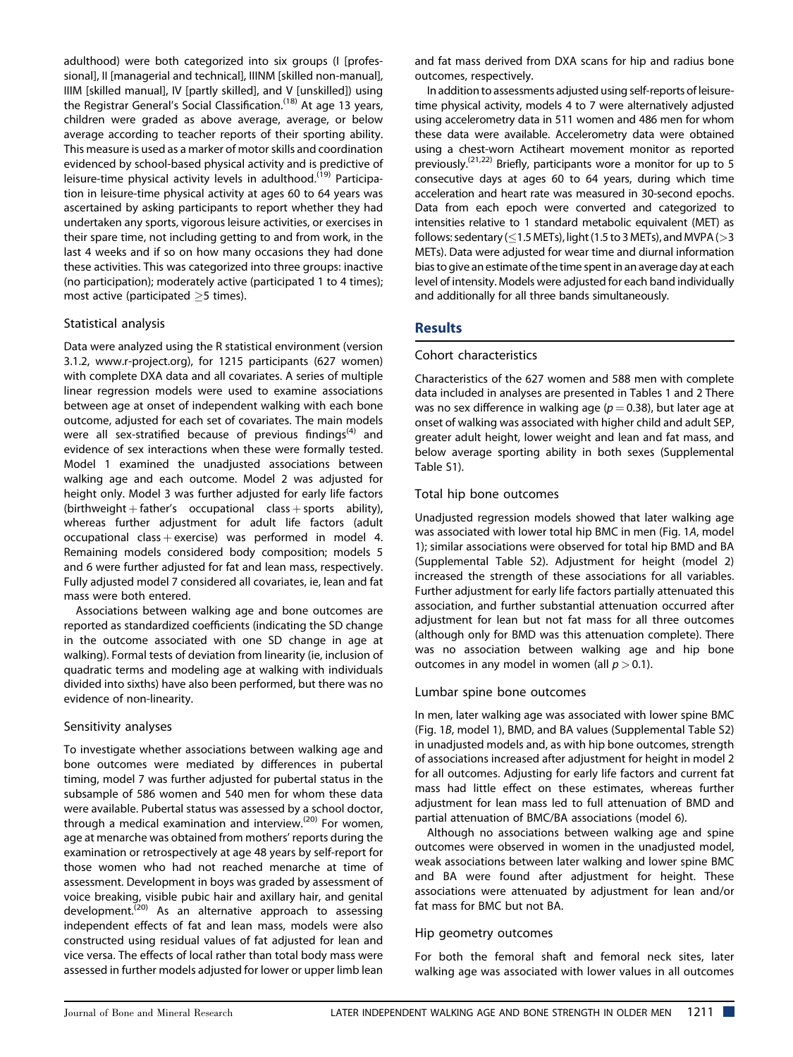adulthood) were both categorized into six groups (I [professional], II [managerial and technical], IIINM [skilled non-manual], IIIM [skilled manual], IV [partly skilled], and V [unskilled]) using the Registrar General's Social Classification.[18] At age 13 years, children were graded as above average, average, or below average according to teacher reports of their sporting ability. This measure is used as a marker of motor skills and coordination evidenced by school-based physical activity and is predictive of leisure-time physical activity levels in adulthood.[19] Participation in leisure-time physical activity at ages 60 to 64 years was ascertained by asking participants to report whether they had undertaken any sports, vigorous leisure activities, or exercises in their spare time, not including getting to and from work, in the last 4 weeks and if so on how many occasions they had done these activities. This was categorized into three groups: inactive (no participation); moderately active (participated 1 to 4 times); most active (participated ≥5 times).

### Statistical analysis

Data were analyzed using the R statistical environment (version 3.1.2, www.r-project.org), for 1215 participants (627 women) with complete DXA data and all covariates. A series of multiple linear regression models were used to examine associations between age at onset of independent walking with each bone outcome, adjusted for each set of covariates. The main models were all sex-stratified because of previous findings[4] and evidence of sex interactions when these were formally tested. Model 1 examined the unadjusted associations between walking age and each outcome. Model 2 was adjusted for height only. Model 3 was further adjusted for early life factors (birthweight + father's occupational class + sports ability), whereas further adjustment for adult life factors (adult occupational class + exercise) was performed in model 4. Remaining models considered body composition; models 5 and 6 were further adjusted for fat and lean mass, respectively. Fully adjusted model 7 considered all covariates, ie, lean and fat mass were both entered.

Associations between walking age and bone outcomes are reported as standardized coefficients (indicating the SD change in the outcome associated with one SD change in age at walking). Formal tests of deviation from linearity (ie, inclusion of quadratic terms and modeling age at walking with individuals divided into sixths) have also been performed, but there was no evidence of non-linearity.

### Sensitivity analyses

To investigate whether associations between walking age and bone outcomes were mediated by differences in pubertal timing, model 7 was further adjusted for pubertal status in the subsample of 586 women and 540 men for whom these data were available. Pubertal status was assessed by a school doctor, through a medical examination and interview.[20] For women, age at menarche was obtained from mothers' reports during the examination or retrospectively at age 48 years by self-report for those women who had not reached menarche at time of assessment. Development in boys was graded by assessment of voice breaking, visible pubic hair and axillary hair, and genital development.[20] As an alternative approach to assessing independent effects of fat and lean mass, models were also constructed using residual values of fat adjusted for lean and vice versa. The effects of local rather than total body mass were assessed in further models adjusted for lower or upper limb lean and fat mass derived from DXA scans for hip and radius bone outcomes, respectively.

In addition to assessments adjusted using self-reports of leisure-time physical activity, models 4 to 7 were alternatively adjusted using accelerometry data in 511 women and 486 men for whom these data were available. Accelerometry data were obtained using a chest-worn Actiheart movement monitor as reported previously.[21,22] Briefly, participants wore a monitor for up to 5 consecutive days at ages 60 to 64 years, during which time acceleration and heart rate was measured in 30-second epochs. Data from each epoch were converted and categorized to intensities relative to 1 standard metabolic equivalent (MET) as follows: sedentary (≤1.5 METs), light (1.5 to 3 METs), and MVPA (>3 METs). Data were adjusted for wear time and diurnal information bias to give an estimate of the time spent in an average day at each level of intensity. Models were adjusted for each band individually and additionally for all three bands simultaneously.

## Results

### Cohort characteristics

Characteristics of the 627 women and 588 men with complete data included in analyses are presented in Tables 1 and 2 There was no sex difference in walking age ($p = 0.38$), but later age at onset of walking was associated with higher child and adult SEP, greater adult height, lower weight and lean and fat mass, and below average sporting ability in both sexes (Supplemental Table S1).

### Total hip bone outcomes

Unadjusted regression models showed that later walking age was associated with lower total hip BMC in men (Fig. 1*A*, model 1); similar associations were observed for total hip BMD and BA (Supplemental Table S2). Adjustment for height (model 2) increased the strength of these associations for all variables. Further adjustment for early life factors partially attenuated this association, and further substantial attenuation occurred after adjustment for lean but not fat mass for all three outcomes (although only for BMD was this attenuation complete). There was no association between walking age and hip bone outcomes in any model in women (all $p > 0.1$).

### Lumbar spine bone outcomes

In men, later walking age was associated with lower spine BMC (Fig. 1*B*, model 1), BMD, and BA values (Supplemental Table S2) in unadjusted models and, as with hip bone outcomes, strength of associations increased after adjustment for height in model 2 for all outcomes. Adjusting for early life factors and current fat mass had little effect on these estimates, whereas further adjustment for lean mass led to full attenuation of BMD and partial attenuation of BMC/BA associations (model 6).

Although no associations between walking age and spine outcomes were observed in women in the unadjusted model, weak associations between later walking and lower spine BMC and BA were found after adjustment for height. These associations were attenuated by adjustment for lean and/or fat mass for BMC but not BA.

### Hip geometry outcomes

For both the femoral shaft and femoral neck sites, later walking age was associated with lower values in all outcomes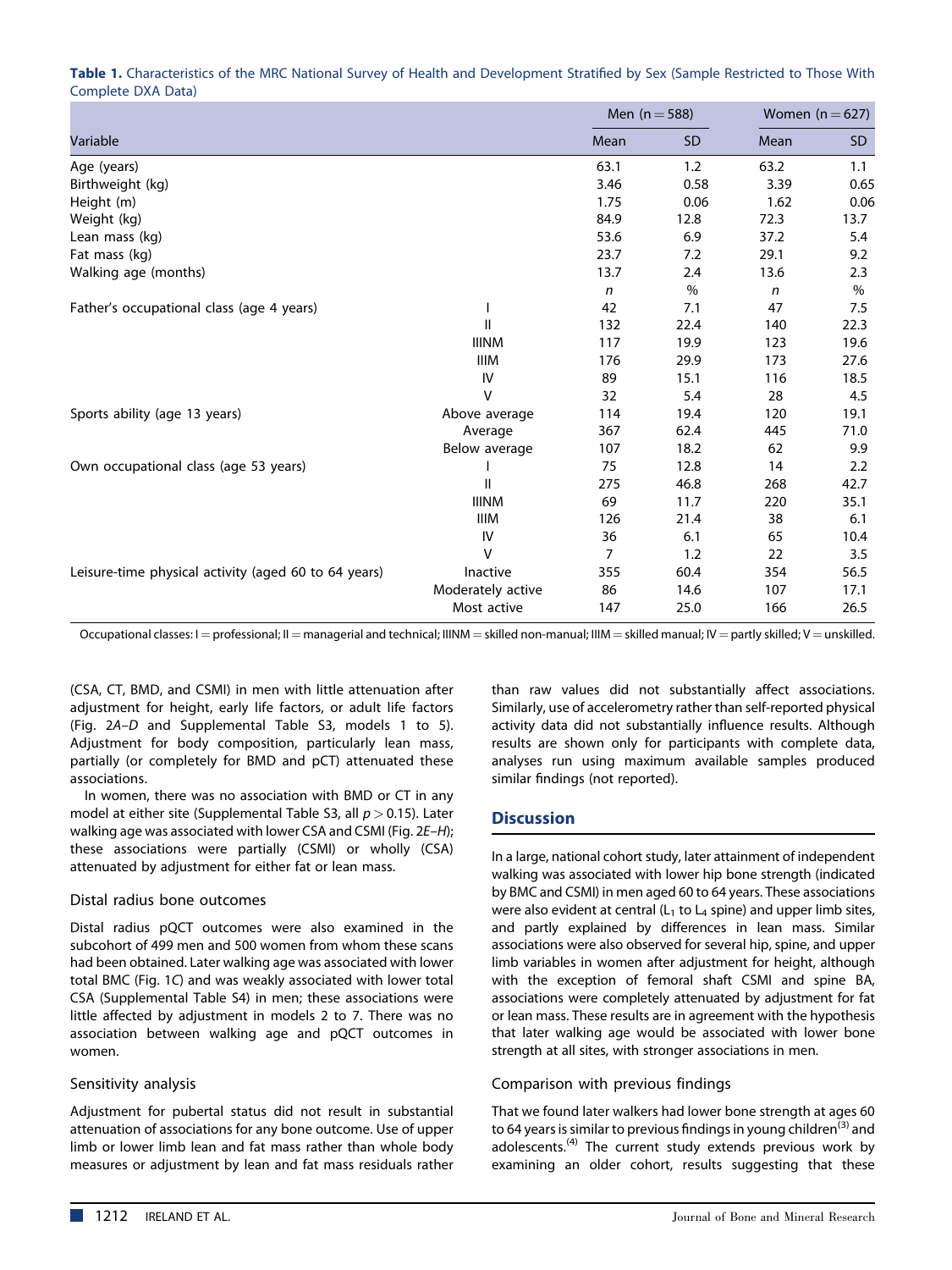**Table 1.** Characteristics of the MRC National Survey of Health and Development Stratified by Sex (Sample Restricted to Those With Complete DXA Data)

| Variable | | Men (n = 588) | | Women (n = 627) | |
|---|---|---|---|---|---|
| | | Mean | SD | Mean | SD |
| Age (years) | | 63.1 | 1.2 | 63.2 | 1.1 |
| Birthweight (kg) | | 3.46 | 0.58 | 3.39 | 0.65 |
| Height (m) | | 1.75 | 0.06 | 1.62 | 0.06 |
| Weight (kg) | | 84.9 | 12.8 | 72.3 | 13.7 |
| Lean mass (kg) | | 53.6 | 6.9 | 37.2 | 5.4 |
| Fat mass (kg) | | 23.7 | 7.2 | 29.1 | 9.2 |
| Walking age (months) | | 13.7 | 2.4 | 13.6 | 2.3 |
| | | *n* | % | *n* | % |
| Father's occupational class (age 4 years) | I | 42 | 7.1 | 47 | 7.5 |
| | II | 132 | 22.4 | 140 | 22.3 |
| | IIINM | 117 | 19.9 | 123 | 19.6 |
| | IIIM | 176 | 29.9 | 173 | 27.6 |
| | IV | 89 | 15.1 | 116 | 18.5 |
| | V | 32 | 5.4 | 28 | 4.5 |
| Sports ability (age 13 years) | Above average | 114 | 19.4 | 120 | 19.1 |
| | Average | 367 | 62.4 | 445 | 71.0 |
| | Below average | 107 | 18.2 | 62 | 9.9 |
| Own occupational class (age 53 years) | I | 75 | 12.8 | 14 | 2.2 |
| | II | 275 | 46.8 | 268 | 42.7 |
| | IIINM | 69 | 11.7 | 220 | 35.1 |
| | IIIM | 126 | 21.4 | 38 | 6.1 |
| | IV | 36 | 6.1 | 65 | 10.4 |
| | V | 7 | 1.2 | 22 | 3.5 |
| Leisure-time physical activity (aged 60 to 64 years) | Inactive | 355 | 60.4 | 354 | 56.5 |
| | Moderately active | 86 | 14.6 | 107 | 17.1 |
| | Most active | 147 | 25.0 | 166 | 26.5 |

Occupational classes: I = professional; II = managerial and technical; IIINM = skilled non-manual; IIIM = skilled manual; IV = partly skilled; V = unskilled.

(CSA, CT, BMD, and CSMI) in men with little attenuation after adjustment for height, early life factors, or adult life factors (Fig. 2*A*–*D* and Supplemental Table S3, models 1 to 5). Adjustment for body composition, particularly lean mass, partially (or completely for BMD and pCT) attenuated these associations.

In women, there was no association with BMD or CT in any model at either site (Supplemental Table S3, all $p > 0.15$). Later walking age was associated with lower CSA and CSMI (Fig. 2*E*–*H*); these associations were partially (CSMI) or wholly (CSA) attenuated by adjustment for either fat or lean mass.

### Distal radius bone outcomes

Distal radius pQCT outcomes were also examined in the subcohort of 499 men and 500 women from whom these scans had been obtained. Later walking age was associated with lower total BMC (Fig. 1*C*) and was weakly associated with lower total CSA (Supplemental Table S4) in men; these associations were little affected by adjustment in models 2 to 7. There was no association between walking age and pQCT outcomes in women.

### Sensitivity analysis

Adjustment for pubertal status did not result in substantial attenuation of associations for any bone outcome. Use of upper limb or lower limb lean and fat mass rather than whole body measures or adjustment by lean and fat mass residuals rather than raw values did not substantially affect associations. Similarly, use of accelerometry rather than self-reported physical activity data did not substantially influence results. Although results are shown only for participants with complete data, analyses run using maximum available samples produced similar findings (not reported).

## Discussion

In a large, national cohort study, later attainment of independent walking was associated with lower hip bone strength (indicated by BMC and CSMI) in men aged 60 to 64 years. These associations were also evident at central ($L_1$ to $L_4$ spine) and upper limb sites, and partly explained by differences in lean mass. Similar associations were also observed for several hip, spine, and upper limb variables in women after adjustment for height, although with the exception of femoral shaft CSMI and spine BA, associations were completely attenuated by adjustment for fat or lean mass. These results are in agreement with the hypothesis that later walking age would be associated with lower bone strength at all sites, with stronger associations in men.

### Comparison with previous findings

That we found later walkers had lower bone strength at ages 60 to 64 years is similar to previous findings in young children[3] and adolescents.[4] The current study extends previous work by examining an older cohort, results suggesting that these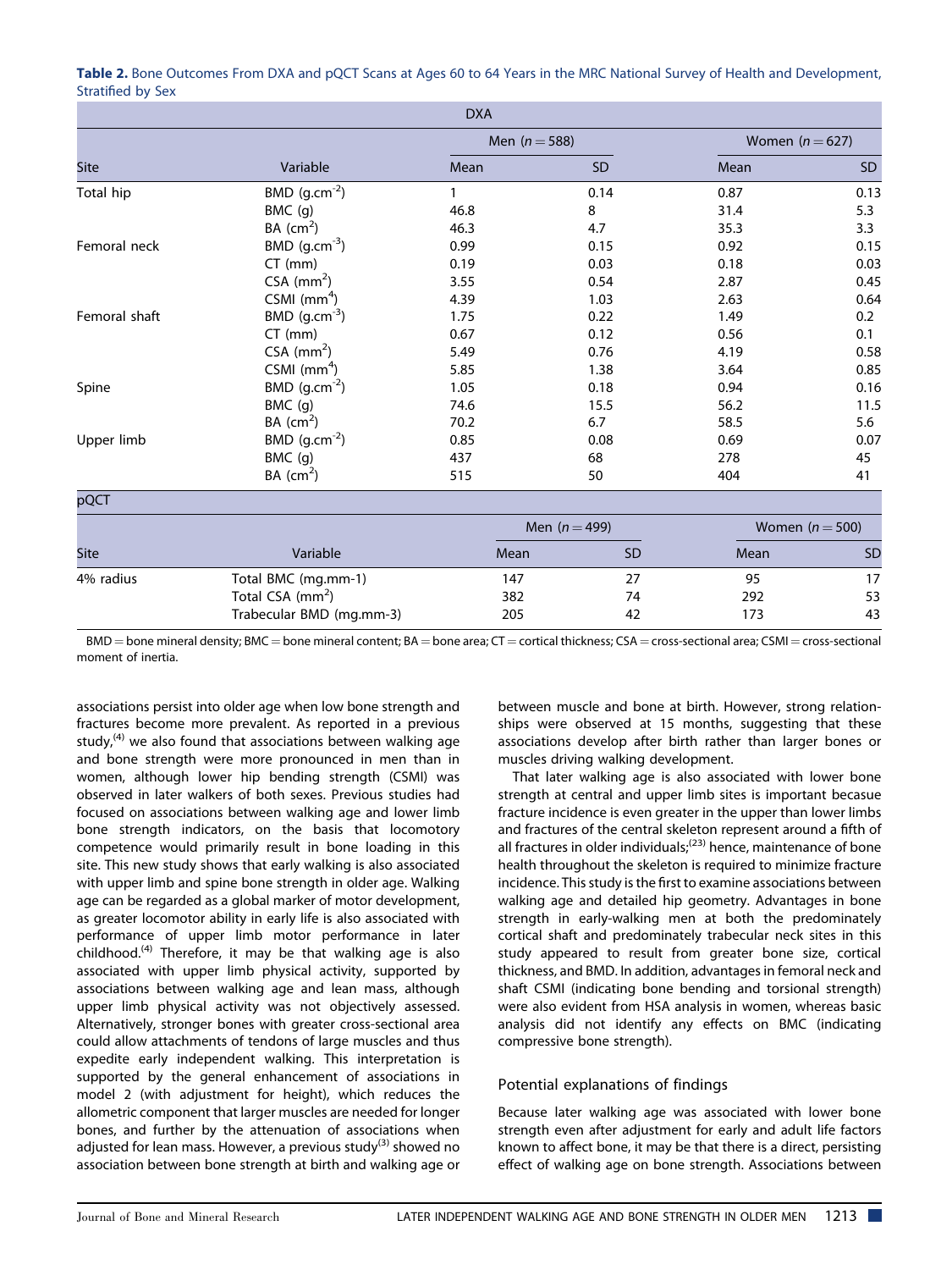**Table 2.** Bone Outcomes From DXA and pQCT Scans at Ages 60 to 64 Years in the MRC National Survey of Health and Development, Stratified by Sex

| DXA | | | | | |
|---|---|---|---|---|---|
| | | Men ($n = 588$) | | Women ($n = 627$) | |
| Site | Variable | Mean | SD | Mean | SD |
| Total hip | BMD ($g.cm^{-2}$) | 1 | 0.14 | 0.87 | 0.13 |
| | BMC (g) | 46.8 | 8 | 31.4 | 5.3 |
| | BA ($cm^2$) | 46.3 | 4.7 | 35.3 | 3.3 |
| Femoral neck | BMD ($g.cm^{-3}$) | 0.99 | 0.15 | 0.92 | 0.15 |
| | CT (mm) | 0.19 | 0.03 | 0.18 | 0.03 |
| | CSA ($mm^2$) | 3.55 | 0.54 | 2.87 | 0.45 |
| | CSMI ($mm^4$) | 4.39 | 1.03 | 2.63 | 0.64 |
| Femoral shaft | BMD ($g.cm^{-3}$) | 1.75 | 0.22 | 1.49 | 0.2 |
| | CT (mm) | 0.67 | 0.12 | 0.56 | 0.1 |
| | CSA ($mm^2$) | 5.49 | 0.76 | 4.19 | 0.58 |
| | CSMI ($mm^4$) | 5.85 | 1.38 | 3.64 | 0.85 |
| Spine | BMD ($g.cm^{-2}$) | 1.05 | 0.18 | 0.94 | 0.16 |
| | BMC (g) | 74.6 | 15.5 | 56.2 | 11.5 |
| | BA ($cm^2$) | 70.2 | 6.7 | 58.5 | 5.6 |
| Upper limb | BMD ($g.cm^{-2}$) | 0.85 | 0.08 | 0.69 | 0.07 |
| | BMC (g) | 437 | 68 | 278 | 45 |
| | BA ($cm^2$) | 515 | 50 | 404 | 41 |
| **pQCT** | | | | | |
| | | Men ($n = 499$) | | Women ($n = 500$) | |
| Site | Variable | Mean | SD | Mean | SD |
| 4% radius | Total BMC (mg.mm-1) | 147 | 27 | 95 | 17 |
| | Total CSA ($mm^2$) | 382 | 74 | 292 | 53 |
| | Trabecular BMD (mg.mm-3) | 205 | 42 | 173 | 43 |

BMD = bone mineral density; BMC = bone mineral content; BA = bone area; CT = cortical thickness; CSA = cross-sectional area; CSMI = cross-sectional moment of inertia.

associations persist into older age when low bone strength and fractures become more prevalent. As reported in a previous study,[4] we also found that associations between walking age and bone strength were more pronounced in men than in women, although lower hip bending strength (CSMI) was observed in later walkers of both sexes. Previous studies had focused on associations between walking age and lower limb bone strength indicators, on the basis that locomotory competence would primarily result in bone loading in this site. This new study shows that early walking is also associated with upper limb and spine bone strength in older age. Walking age can be regarded as a global marker of motor development, as greater locomotor ability in early life is also associated with performance of upper limb motor performance in later childhood.[4] Therefore, it may be that walking age is also associated with upper limb physical activity, supported by associations between walking age and lean mass, although upper limb physical activity was not objectively assessed. Alternatively, stronger bones with greater cross-sectional area could allow attachments of tendons of large muscles and thus expedite early independent walking. This interpretation is supported by the general enhancement of associations in model 2 (with adjustment for height), which reduces the allometric component that larger muscles are needed for longer bones, and further by the attenuation of associations when adjusted for lean mass. However, a previous study[3] showed no association between bone strength at birth and walking age or between muscle and bone at birth. However, strong relationships were observed at 15 months, suggesting that these associations develop after birth rather than larger bones or muscles driving walking development.

That later walking age is also associated with lower bone strength at central and upper limb sites is important becasue fracture incidence is even greater in the upper than lower limbs and fractures of the central skeleton represent around a fifth of all fractures in older individuals;[23] hence, maintenance of bone health throughout the skeleton is required to minimize fracture incidence. This study is the first to examine associations between walking age and detailed hip geometry. Advantages in bone strength in early-walking men at both the predominately cortical shaft and predominately trabecular neck sites in this study appeared to result from greater bone size, cortical thickness, and BMD. In addition, advantages in femoral neck and shaft CSMI (indicating bone bending and torsional strength) were also evident from HSA analysis in women, whereas basic analysis did not identify any effects on BMC (indicating compressive bone strength).

### Potential explanations of findings

Because later walking age was associated with lower bone strength even after adjustment for early and adult life factors known to affect bone, it may be that there is a direct, persisting effect of walking age on bone strength. Associations between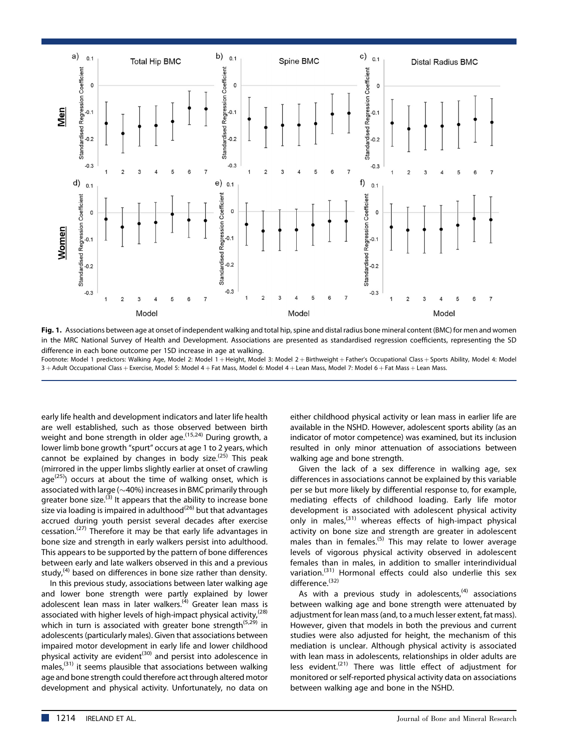**Fig. 1.** Associations between age at onset of independent walking and total hip, spine and distal radius bone mineral content (BMC) for men and women in the MRC National Survey of Health and Development. Associations are presented as standardised regression coefficients, representing the SD difference in each bone outcome per 1SD increase in age at walking.

Footnote: Model 1 predictors: Walking Age, Model 2: Model 1 + Height, Model 3: Model 2 + Birthweight + Father's Occupational Class + Sports Ability, Model 4: Model 3 + Adult Occupational Class + Exercise, Model 5: Model 4 + Fat Mass, Model 6: Model 4 + Lean Mass, Model 7: Model 6 + Fat Mass + Lean Mass.

early life health and development indicators and later life health are well established, such as those observed between birth weight and bone strength in older age.[15,24] During growth, a lower limb bone growth "spurt" occurs at age 1 to 2 years, which cannot be explained by changes in body size.[25] This peak (mirrored in the upper limbs slightly earlier at onset of crawling age[25]) occurs at about the time of walking onset, which is associated with large (~40%) increases in BMC primarily through greater bone size.[3] It appears that the ability to increase bone size via loading is impaired in adulthood[26] but that advantages accrued during youth persist several decades after exercise cessation.[27] Therefore it may be that early life advantages in bone size and strength in early walkers persist into adulthood. This appears to be supported by the pattern of bone differences between early and late walkers observed in this and a previous study,[4] based on differences in bone size rather than density.

In this previous study, associations between later walking age and lower bone strength were partly explained by lower adolescent lean mass in later walkers.[4] Greater lean mass is associated with higher levels of high-impact physical activity,[28] which in turn is associated with greater bone strength[5,29] in adolescents (particularly males). Given that associations between impaired motor development in early life and lower childhood physical activity are evident[30] and persist into adolescence in males,[31] it seems plausible that associations between walking age and bone strength could therefore act through altered motor development and physical activity. Unfortunately, no data on either childhood physical activity or lean mass in earlier life are available in the NSHD. However, adolescent sports ability (as an indicator of motor competence) was examined, but its inclusion resulted in only minor attenuation of associations between walking age and bone strength.

Given the lack of a sex difference in walking age, sex differences in associations cannot be explained by this variable per se but more likely by differential response to, for example, mediating effects of childhood loading. Early life motor development is associated with adolescent physical activity only in males,[31] whereas effects of high-impact physical activity on bone size and strength are greater in adolescent males than in females.[5] This may relate to lower average levels of vigorous physical activity observed in adolescent females than in males, in addition to smaller interindividual variation.[31] Hormonal effects could also underlie this sex difference.[32]

As with a previous study in adolescents,[4] associations between walking age and bone strength were attenuated by adjustment for lean mass (and, to a much lesser extent, fat mass). However, given that models in both the previous and current studies were also adjusted for height, the mechanism of this mediation is unclear. Although physical activity is associated with lean mass in adolescents, relationships in older adults are less evident.[21] There was little effect of adjustment for monitored or self-reported physical activity data on associations between walking age and bone in the NSHD.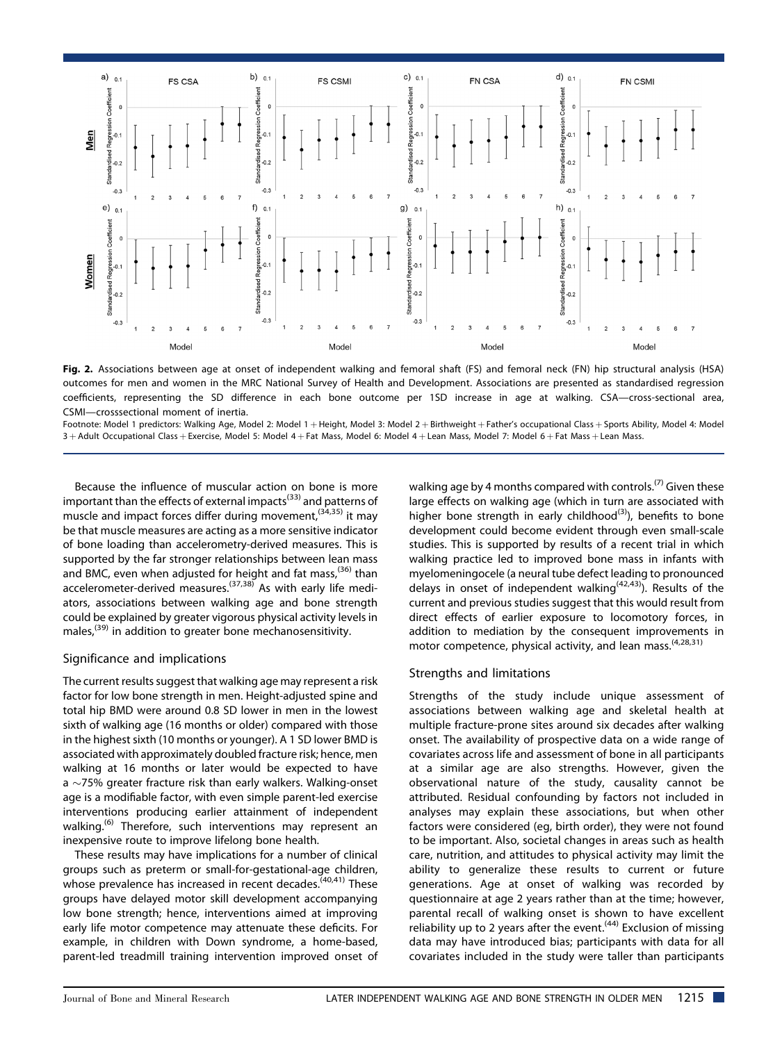**Fig. 2.** Associations between age at onset of independent walking and femoral shaft (FS) and femoral neck (FN) hip structural analysis (HSA) outcomes for men and women in the MRC National Survey of Health and Development. Associations are presented as standardised regression coefficients, representing the SD difference in each bone outcome per 1SD increase in age at walking. CSA—cross-sectional area, CSMI—crosssectional moment of inertia.

Footnote: Model 1 predictors: Walking Age, Model 2: Model 1 + Height, Model 3: Model 2 + Birthweight + Father's occupational Class + Sports Ability, Model 4: Model 3 + Adult Occupational Class + Exercise, Model 5: Model 4 + Fat Mass, Model 6: Model 4 + Lean Mass, Model 7: Model 6 + Fat Mass + Lean Mass.

Because the influence of muscular action on bone is more important than the effects of external impacts[33] and patterns of muscle and impact forces differ during movement,[34,35] it may be that muscle measures are acting as a more sensitive indicator of bone loading than accelerometry-derived measures. This is supported by the far stronger relationships between lean mass and BMC, even when adjusted for height and fat mass,[36] than accelerometer-derived measures.[37,38] As with early life mediators, associations between walking age and bone strength could be explained by greater vigorous physical activity levels in males,[39] in addition to greater bone mechanosensitivity.

## Significance and implications

The current results suggest that walking age may represent a risk factor for low bone strength in men. Height-adjusted spine and total hip BMD were around 0.8 SD lower in men in the lowest sixth of walking age (16 months or older) compared with those in the highest sixth (10 months or younger). A 1 SD lower BMD is associated with approximately doubled fracture risk; hence, men walking at 16 months or later would be expected to have a ~75% greater fracture risk than early walkers. Walking-onset age is a modifiable factor, with even simple parent-led exercise interventions producing earlier attainment of independent walking.[6] Therefore, such interventions may represent an inexpensive route to improve lifelong bone health.

These results may have implications for a number of clinical groups such as preterm or small-for-gestational-age children, whose prevalence has increased in recent decades.[40,41] These groups have delayed motor skill development accompanying low bone strength; hence, interventions aimed at improving early life motor competence may attenuate these deficits. For example, in children with Down syndrome, a home-based, parent-led treadmill training intervention improved onset of walking age by 4 months compared with controls.[7] Given these large effects on walking age (which in turn are associated with higher bone strength in early childhood[3]), benefits to bone development could become evident through even small-scale studies. This is supported by results of a recent trial in which walking practice led to improved bone mass in infants with myelomeningocele (a neural tube defect leading to pronounced delays in onset of independent walking[42,43]). Results of the current and previous studies suggest that this would result from direct effects of earlier exposure to locomotory forces, in addition to mediation by the consequent improvements in motor competence, physical activity, and lean mass.[4,28,31]

## Strengths and limitations

Strengths of the study include unique assessment of associations between walking age and skeletal health at multiple fracture-prone sites around six decades after walking onset. The availability of prospective data on a wide range of covariates across life and assessment of bone in all participants at a similar age are also strengths. However, given the observational nature of the study, causality cannot be attributed. Residual confounding by factors not included in analyses may explain these associations, but when other factors were considered (eg, birth order), they were not found to be important. Also, societal changes in areas such as health care, nutrition, and attitudes to physical activity may limit the ability to generalize these results to current or future generations. Age at onset of walking was recorded by questionnaire at age 2 years rather than at the time; however, parental recall of walking onset is shown to have excellent reliability up to 2 years after the event.[44] Exclusion of missing data may have introduced bias; participants with data for all covariates included in the study were taller than participants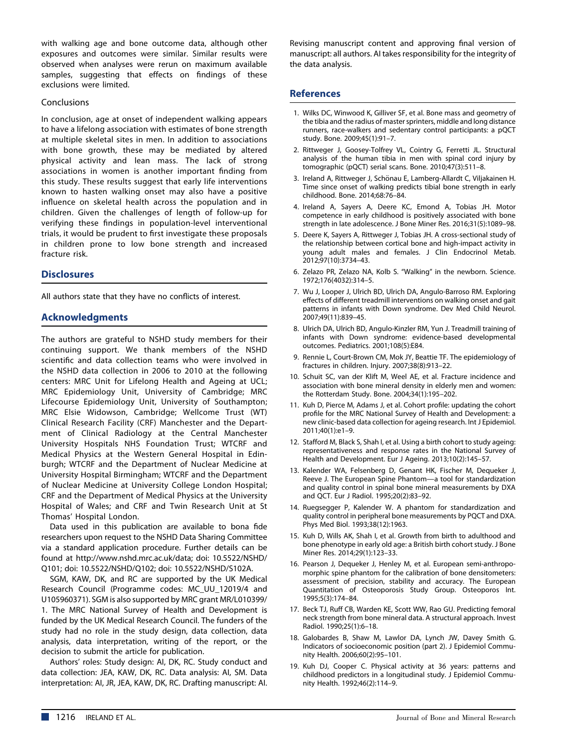with walking age and bone outcome data, although other exposures and outcomes were similar. Similar results were observed when analyses were rerun on maximum available samples, suggesting that effects on findings of these exclusions were limited.

### Conclusions

In conclusion, age at onset of independent walking appears to have a lifelong association with estimates of bone strength at multiple skeletal sites in men. In addition to associations with bone growth, these may be mediated by altered physical activity and lean mass. The lack of strong associations in women is another important finding from this study. These results suggest that early life interventions known to hasten walking onset may also have a positive influence on skeletal health across the population and in children. Given the challenges of length of follow-up for verifying these findings in population-level interventional trials, it would be prudent to first investigate these proposals in children prone to low bone strength and increased fracture risk.

## Disclosures

All authors state that they have no conflicts of interest.

## Acknowledgments

The authors are grateful to NSHD study members for their continuing support. We thank members of the NSHD scientific and data collection teams who were involved in the NSHD data collection in 2006 to 2010 at the following centers: MRC Unit for Lifelong Health and Ageing at UCL; MRC Epidemiology Unit, University of Cambridge; MRC Lifecourse Epidemiology Unit, University of Southampton; MRC Elsie Widowson, Cambridge; Wellcome Trust (WT) Clinical Research Facility (CRF) Manchester and the Department of Clinical Radiology at the Central Manchester University Hospitals NHS Foundation Trust; WTCRF and Medical Physics at the Western General Hospital in Edinburgh; WTCRF and the Department of Nuclear Medicine at University Hospital Birmingham; WTCRF and the Department of Nuclear Medicine at University College London Hospital; CRF and the Department of Medical Physics at the University Hospital of Wales; and CRF and Twin Research Unit at St Thomas' Hospital London.

Data used in this publication are available to bona fide researchers upon request to the NSHD Data Sharing Committee via a standard application procedure. Further details can be found at http://www.nshd.mrc.ac.uk/data; doi: 10.5522/NSHD/Q101; doi: 10.5522/NSHD/Q102; doi: 10.5522/NSHD/S102A.

SGM, KAW, DK, and RC are supported by the UK Medical Research Council (Programme codes: MC_UU_12019/4 and U105960371). SGM is also supported by MRC grant MR/L010399/1. The MRC National Survey of Health and Development is funded by the UK Medical Research Council. The funders of the study had no role in the study design, data collection, data analysis, data interpretation, writing of the report, or the decision to submit the article for publication.

Authors' roles: Study design: AI, DK, RC. Study conduct and data collection: JEA, KAW, DK, RC. Data analysis: AI, SM. Data interpretation: AI, JR, JEA, KAW, DK, RC. Drafting manuscript: AI. Revising manuscript content and approving final version of manuscript: all authors. AI takes responsibility for the integrity of the data analysis.

## References

1. Wilks DC, Winwood K, Gilliver SF, et al. Bone mass and geometry of the tibia and the radius of master sprinters, middle and long distance runners, race-walkers and sedentary control participants: a pQCT study. Bone. 2009;45(1):91–7.
2. Rittweger J, Goosey-Tolfrey VL, Cointry G, Ferretti JL. Structural analysis of the human tibia in men with spinal cord injury by tomographic (pQCT) serial scans. Bone. 2010;47(3):511–8.
3. Ireland A, Rittweger J, Schönau E, Lamberg-Allardt C, Viljakainen H. Time since onset of walking predicts tibial bone strength in early childhood. Bone. 2014;68:76–84.
4. Ireland A, Sayers A, Deere KC, Emond A, Tobias JH. Motor competence in early childhood is positively associated with bone strength in late adolescence. J Bone Miner Res. 2016;31(5):1089–98.
5. Deere K, Sayers A, Rittweger J, Tobias JH. A cross-sectional study of the relationship between cortical bone and high-impact activity in young adult males and females. J Clin Endocrinol Metab. 2012;97(10):3734–43.
6. Zelazo PR, Zelazo NA, Kolb S. "Walking" in the newborn. Science. 1972;176(4032):314–5.
7. Wu J, Looper J, Ulrich BD, Ulrich DA, Angulo-Barroso RM. Exploring effects of different treadmill interventions on walking onset and gait patterns in infants with Down syndrome. Dev Med Child Neurol. 2007;49(11):839–45.
8. Ulrich DA, Ulrich BD, Angulo-Kinzler RM, Yun J. Treadmill training of infants with Down syndrome: evidence-based developmental outcomes. Pediatrics. 2001;108(5):E84.
9. Rennie L, Court-Brown CM, Mok JY, Beattie TF. The epidemiology of fractures in children. Injury. 2007;38(8):913–22.
10. Schuit SC, van der Klift M, Weel AE, et al. Fracture incidence and association with bone mineral density in elderly men and women: the Rotterdam Study. Bone. 2004;34(1):195–202.
11. Kuh D, Pierce M, Adams J, et al. Cohort profile: updating the cohort profile for the MRC National Survey of Health and Development: a new clinic-based data collection for ageing research. Int J Epidemiol. 2011;40(1):e1–9.
12. Stafford M, Black S, Shah I, et al. Using a birth cohort to study ageing: representativeness and response rates in the National Survey of Health and Development. Eur J Ageing. 2013;10(2):145–57.
13. Kalender WA, Felsenberg D, Genant HK, Fischer M, Dequeker J, Reeve J. The European Spine Phantom—a tool for standardization and quality control in spinal bone mineral measurements by DXA and QCT. Eur J Radiol. 1995;20(2):83–92.
14. Ruegsegger P, Kalender W. A phantom for standardization and quality control in peripheral bone measurements by PQCT and DXA. Phys Med Biol. 1993;38(12):1963.
15. Kuh D, Wills AK, Shah I, et al. Growth from birth to adulthood and bone phenotype in early old age: a British birth cohort study. J Bone Miner Res. 2014;29(1):123–33.
16. Pearson J, Dequeker J, Henley M, et al. European semi-anthropomorphic spine phantom for the calibration of bone densitometers: assessment of precision, stability and accuracy. The European Quantitation of Osteoporosis Study Group. Osteoporos Int. 1995;5(3):174–84.
17. Beck TJ, Ruff CB, Warden KE, Scott WW, Rao GU. Predicting femoral neck strength from bone mineral data. A structural approach. Invest Radiol. 1990;25(1):6–18.
18. Galobardes B, Shaw M, Lawlor DA, Lynch JW, Davey Smith G. Indicators of socioeconomic position (part 2). J Epidemiol Community Health. 2006;60(2):95–101.
19. Kuh DJ, Cooper C. Physical activity at 36 years: patterns and childhood predictors in a longitudinal study. J Epidemiol Community Health. 1992;46(2):114–9.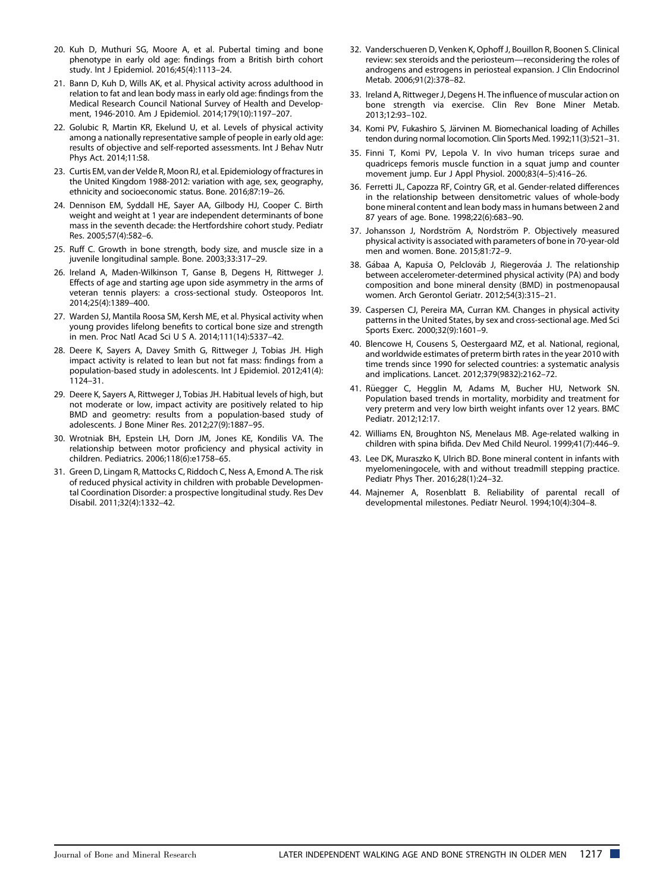20. Kuh D, Muthuri SG, Moore A, et al. Pubertal timing and bone phenotype in early old age: findings from a British birth cohort study. Int J Epidemiol. 2016;45(4):1113–24.
21. Bann D, Kuh D, Wills AK, et al. Physical activity across adulthood in relation to fat and lean body mass in early old age: findings from the Medical Research Council National Survey of Health and Development, 1946-2010. Am J Epidemiol. 2014;179(10):1197–207.
22. Golubic R, Martin KR, Ekelund U, et al. Levels of physical activity among a nationally representative sample of people in early old age: results of objective and self-reported assessments. Int J Behav Nutr Phys Act. 2014;11:58.
23. Curtis EM, van der Velde R, Moon RJ, et al. Epidemiology of fractures in the United Kingdom 1988-2012: variation with age, sex, geography, ethnicity and socioeconomic status. Bone. 2016;87:19–26.
24. Dennison EM, Syddall HE, Sayer AA, Gilbody HJ, Cooper C. Birth weight and weight at 1 year are independent determinants of bone mass in the seventh decade: the Hertfordshire cohort study. Pediatr Res. 2005;57(4):582–6.
25. Ruff C. Growth in bone strength, body size, and muscle size in a juvenile longitudinal sample. Bone. 2003;33:317–29.
26. Ireland A, Maden-Wilkinson T, Ganse B, Degens H, Rittweger J. Effects of age and starting age upon side asymmetry in the arms of veteran tennis players: a cross-sectional study. Osteoporos Int. 2014;25(4):1389–400.
27. Warden SJ, Mantila Roosa SM, Kersh ME, et al. Physical activity when young provides lifelong benefits to cortical bone size and strength in men. Proc Natl Acad Sci U S A. 2014;111(14):5337–42.
28. Deere K, Sayers A, Davey Smith G, Rittweger J, Tobias JH. High impact activity is related to lean but not fat mass: findings from a population-based study in adolescents. Int J Epidemiol. 2012;41(4): 1124–31.
29. Deere K, Sayers A, Rittweger J, Tobias JH. Habitual levels of high, but not moderate or low, impact activity are positively related to hip BMD and geometry: results from a population-based study of adolescents. J Bone Miner Res. 2012;27(9):1887–95.
30. Wrotniak BH, Epstein LH, Dorn JM, Jones KE, Kondilis VA. The relationship between motor proficiency and physical activity in children. Pediatrics. 2006;118(6):e1758–65.
31. Green D, Lingam R, Mattocks C, Riddoch C, Ness A, Emond A. The risk of reduced physical activity in children with probable Developmental Coordination Disorder: a prospective longitudinal study. Res Dev Disabil. 2011;32(4):1332–42.
32. Vanderschueren D, Venken K, Ophoff J, Bouillon R, Boonen S. Clinical review: sex steroids and the periosteum—reconsidering the roles of androgens and estrogens in periosteal expansion. J Clin Endocrinol Metab. 2006;91(2):378–82.
33. Ireland A, Rittweger J, Degens H. The influence of muscular action on bone strength via exercise. Clin Rev Bone Miner Metab. 2013;12:93–102.
34. Komi PV, Fukashiro S, Järvinen M. Biomechanical loading of Achilles tendon during normal locomotion. Clin Sports Med. 1992;11(3):521–31.
35. Finni T, Komi PV, Lepola V. In vivo human triceps surae and quadriceps femoris muscle function in a squat jump and counter movement jump. Eur J Appl Physiol. 2000;83(4–5):416–26.
36. Ferretti JL, Capozza RF, Cointry GR, et al. Gender-related differences in the relationship between densitometric values of whole-body bone mineral content and lean body mass in humans between 2 and 87 years of age. Bone. 1998;22(6):683–90.
37. Johansson J, Nordström A, Nordström P. Objectively measured physical activity is associated with parameters of bone in 70-year-old men and women. Bone. 2015;81:72–9.
38. Gábaa A, Kapuša O, Pelclováb J, Riegerováa J. The relationship between accelerometer-determined physical activity (PA) and body composition and bone mineral density (BMD) in postmenopausal women. Arch Gerontol Geriatr. 2012;54(3):315–21.
39. Caspersen CJ, Pereira MA, Curran KM. Changes in physical activity patterns in the United States, by sex and cross-sectional age. Med Sci Sports Exerc. 2000;32(9):1601–9.
40. Blencowe H, Cousens S, Oestergaard MZ, et al. National, regional, and worldwide estimates of preterm birth rates in the year 2010 with time trends since 1990 for selected countries: a systematic analysis and implications. Lancet. 2012;379(9832):2162–72.
41. Rüegger C, Hegglin M, Adams M, Bucher HU, Network SN. Population based trends in mortality, morbidity and treatment for very preterm and very low birth weight infants over 12 years. BMC Pediatr. 2012;12:17.
42. Williams EN, Broughton NS, Menelaus MB. Age-related walking in children with spina bifida. Dev Med Child Neurol. 1999;41(7):446–9.
43. Lee DK, Muraszko K, Ulrich BD. Bone mineral content in infants with myelomeningocele, with and without treadmill stepping practice. Pediatr Phys Ther. 2016;28(1):24–32.
44. Majnemer A, Rosenblatt B. Reliability of parental recall of developmental milestones. Pediatr Neurol. 1994;10(4):304–8.